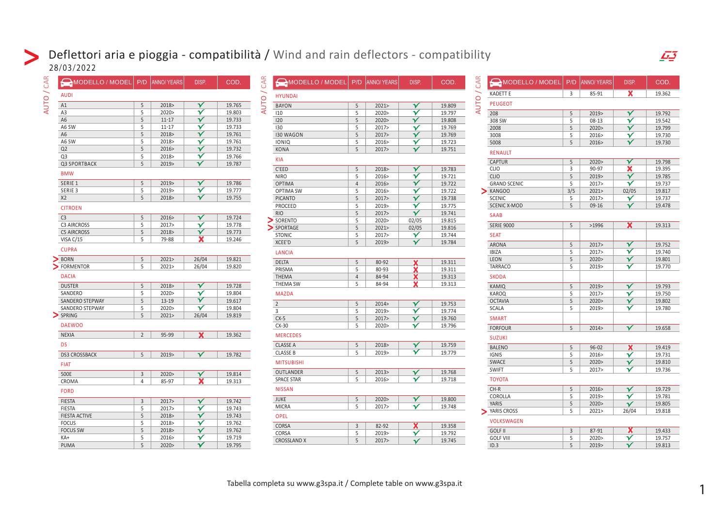# Deflettori aria e pioggia - compatibilità / Wind and rain deflectors - compatibility

28/03/2022

AUTO / CAR

| MODELLO / MODEL | P/D | ANNO/ YEARS | DISP. | COD. |
|---|---|---|---|---|
| **AUDI** | | | | |
| A1 | 5 | 2018> | ✓ | 19.765 |
| A3 | 5 | 2020> | ✓ | 19.803 |
| A6 | 5 | 11-17 | ✓ | 19.733 |
| A6 SW | 5 | 11-17 | ✓ | 19.733 |
| A6 | 5 | 2018> | ✓ | 19.761 |
| A6 SW | 5 | 2018> | ✓ | 19.761 |
| Q2 | 5 | 2016> | ✓ | 19.732 |
| Q3 | 5 | 2018> | ✓ | 19.766 |
| Q3 SPORTBACK | 5 | 2019> | ✓ | 19.787 |
| **BMW** | | | | |
| SERIE 1 | 5 | 2019> | ✓ | 19.786 |
| SERIE 3 | 5 | 2019> | ✓ | 19.777 |
| X2 | 5 | 2018> | ✓ | 19.755 |
| **CITROEN** | | | | |
| C3 | 5 | 2016> | ✓ | 19.724 |
| C3 AIRCROSS | 5 | 2017> | ✓ | 19.778 |
| C5 AIRCROSS | 5 | 2018> | ✓ | 19.773 |
| VISA C/15 | 5 | 79-88 | ✗ | 19.246 |
| **CUPRA** | | | | |
| > BORN | 5 | 2021> | 26/04 | 19.821 |
| > FORMENTOR | 5 | 2021> | 26/04 | 19.820 |
| **DACIA** | | | | |
| DUSTER | 5 | 2018> | ✓ | 19.728 |
| SANDERO | 5 | 2020> | ✓ | 19.804 |
| SANDERO STEPWAY | 5 | 13-19 | ✓ | 19.617 |
| SANDERO STEPWAY | 5 | 2020> | ✓ | 19.804 |
| > SPRING | 5 | 2021> | 26/04 | 19.819 |
| **DAEWOO** | | | | |
| NEXIA | 2 | 95-99 | ✗ | 19.362 |
| **DS** | | | | |
| DS3 CROSSBACK | 5 | 2019> | ✓ | 19.782 |
| **FIAT** | | | | |
| 500E | 3 | 2020> | ✓ | 19.814 |
| CROMA | 4 | 85-97 | ✗ | 19.313 |
| **FORD** | | | | |
| FIESTA | 3 | 2017> | ✓ | 19.742 |
| FIESTA | 5 | 2017> | ✓ | 19.743 |
| FIESTA ACTIVE | 5 | 2018> | ✓ | 19.743 |
| FOCUS | 5 | 2018> | ✓ | 19.762 |
| FOCUS SW | 5 | 2018> | ✓ | 19.762 |
| KA+ | 5 | 2016> | ✓ | 19.719 |
| PUMA | 5 | 2020> | ✓ | 19.795 |

| MODELLO / MODEL | P/D | ANNO/ YEARS | DISP. | COD. |
|---|---|---|---|---|
| **HYUNDAI** | | | | |
| BAYON | 5 | 2021> | ✓ | 19.809 |
| I10 | 5 | 2020> | ✓ | 19.797 |
| I20 | 5 | 2020> | ✓ | 19.808 |
| I30 | 5 | 2017> | ✓ | 19.769 |
| I30 WAGON | 5 | 2017> | ✓ | 19.769 |
| IONIQ | 5 | 2016> | ✓ | 19.723 |
| KONA | 5 | 2017> | ✓ | 19.751 |
| **KIA** | | | | |
| C'EED | 5 | 2018> | ✓ | 19.783 |
| NIRO | 5 | 2016> | ✓ | 19.721 |
| OPTIMA | 4 | 2016> | ✓ | 19.722 |
| OPTIMA SW | 5 | 2016> | ✓ | 19.722 |
| PICANTO | 5 | 2017> | ✓ | 19.738 |
| PROCEED | 5 | 2019> | ✓ | 19.775 |
| RIO | 5 | 2017> | ✓ | 19.741 |
| > SORENTO | 5 | 2020> | 02/05 | 19.815 |
| > SPORTAGE | 5 | 2021> | 02/05 | 19.816 |
| STONIC | 5 | 2017> | ✓ | 19.744 |
| XCEE'D | 5 | 2019> | ✓ | 19.784 |
| **LANCIA** | | | | |
| DELTA | 5 | 80-92 | ✗ | 19.311 |
| PRISMA | 5 | 80-93 | ✗ | 19.311 |
| THEMA | 4 | 84-94 | ✗ | 19.313 |
| THEMA SW | 5 | 84-94 | ✗ | 19.313 |
| **MAZDA** | | | | |
| 2 | 5 | 2014> | ✓ | 19.753 |
| 3 | 5 | 2019> | ✓ | 19.774 |
| CX-5 | 5 | 2017> | ✓ | 19.760 |
| CX-30 | 5 | 2020> | ✓ | 19.796 |
| **MERCEDES** | | | | |
| CLASSE A | 5 | 2018> | ✓ | 19.759 |
| CLASSE B | 5 | 2019> | ✓ | 19.779 |
| **MITSUBISHI** | | | | |
| OUTLANDER | 5 | 2013> | ✓ | 19.768 |
| SPACE STAR | 5 | 2016> | ✓ | 19.718 |
| **NISSAN** | | | | |
| JUKE | 5 | 2020> | ✓ | 19.800 |
| MICRA | 5 | 2017> | ✓ | 19.748 |
| **OPEL** | | | | |
| CORSA | 3 | 82-92 | ✗ | 19.358 |
| CORSA | 5 | 2019> | ✓ | 19.792 |
| CROSSLAND X | 5 | 2017> | ✓ | 19.745 |

| MODELLO / MODEL | P/D | ANNO/ YEARS | DISP. | COD. |
|---|---|---|---|---|
| KADETT E | 3 | 85-91 | ✗ | 19.362 |
| **PEUGEOT** | | | | |
| 208 | 5 | 2019> | ✓ | 19.792 |
| 308 SW | 5 | 08-13 | ✓ | 19.542 |
| 2008 | 5 | 2020> | ✓ | 19.799 |
| 3008 | 5 | 2016> | ✓ | 19.730 |
| 5008 | 5 | 2016> | ✓ | 19.730 |
| **RENAULT** | | | | |
| CAPTUR | 5 | 2020> | ✓ | 19.798 |
| CLIO | 3 | 90-97 | ✗ | 19.395 |
| CLIO | 5 | 2019> | ✓ | 19.785 |
| GRAND SCENIC | 5 | 2017> | ✓ | 19.737 |
| > KANGOO | 3/5 | 2021> | 02/05 | 19.817 |
| SCENIC | 5 | 2017> | ✓ | 19.737 |
| SCENIC X-MOD | 5 | 09-16 | ✓ | 19.478 |
| **SAAB** | | | | |
| SERIE 9000 | 5 | >1996 | ✗ | 19.313 |
| **SEAT** | | | | |
| ARONA | 5 | 2017> | ✓ | 19.752 |
| IBIZA | 5 | 2017> | ✓ | 19.740 |
| LEON | 5 | 2020> | ✓ | 19.801 |
| TARRACO | 5 | 2019> | ✓ | 19.770 |
| **SKODA** | | | | |
| KAMIQ | 5 | 2019> | ✓ | 19.793 |
| KAROQ | 5 | 2017> | ✓ | 19.750 |
| OCTAVIA | 5 | 2020> | ✓ | 19.802 |
| SCALA | 5 | 2019> | ✓ | 19.780 |
| **SMART** | | | | |
| FORFOUR | 5 | 2014> | ✓ | 19.658 |
| **SUZUKI** | | | | |
| BALENO | 5 | 96-02 | ✗ | 19.419 |
| IGNIS | 5 | 2016> | ✓ | 19.731 |
| SWACE | 5 | 2020> | ✓ | 19.810 |
| SWIFT | 5 | 2017> | ✓ | 19.736 |
| **TOYOTA** | | | | |
| CH-R | 5 | 2016> | ✓ | 19.729 |
| COROLLA | 5 | 2019> | ✓ | 19.781 |
| YARIS | 5 | 2020> | ✓ | 19.805 |
| > YARIS CROSS | 5 | 2021> | 26/04 | 19.818 |
| **VOLKSWAGEN** | | | | |
| GOLF II | 3 | 87-91 | ✗ | 19.433 |
| GOLF VIII | 5 | 2020> | ✓ | 19.757 |
| ID.3 | 5 | 2019> | ✓ | 19.813 |

Tabella completa su www.g3spa.it / Complete table on www.g3spa.it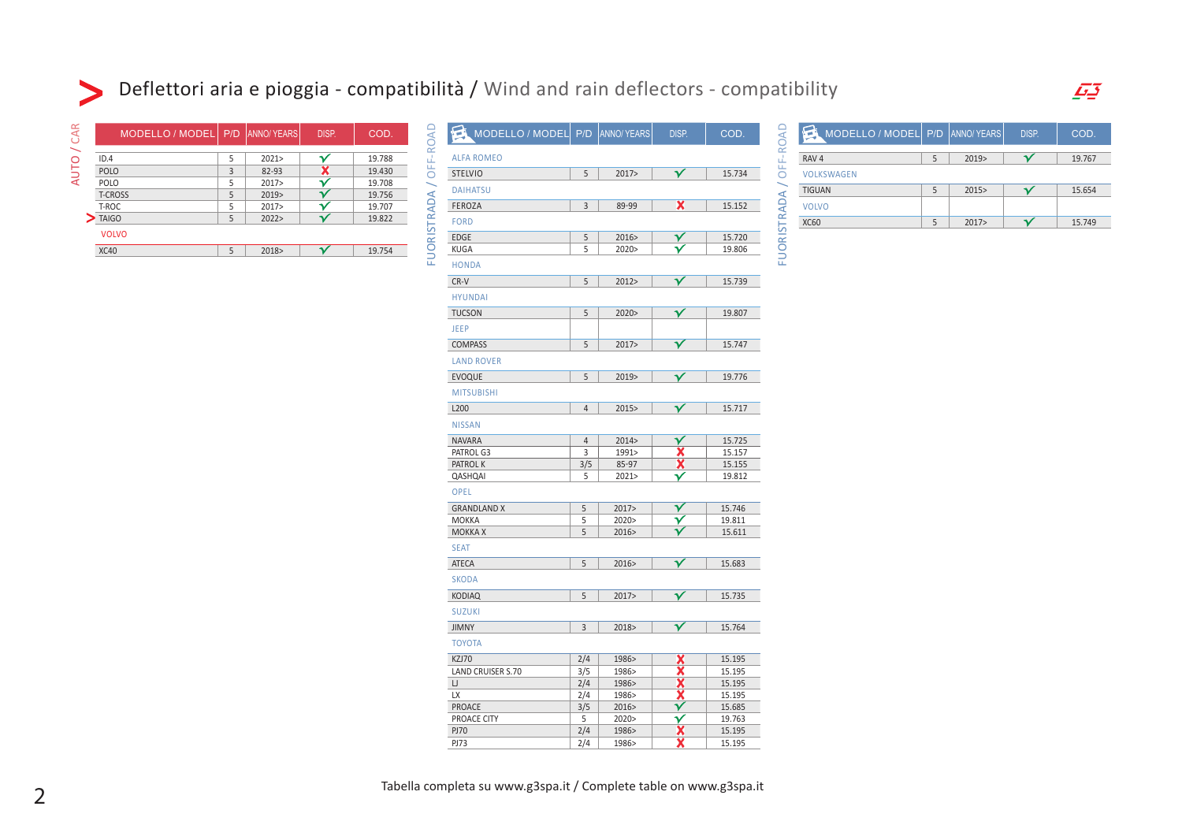# Deflettori aria e pioggia - compatibilità / Wind and rain deflectors - compatibility

## AUTO / CAR

| MODELLO / MODEL | P/D | ANNO/ YEARS | DISP. | COD. |
|---|---|---|---|---|
| ID.4 | 5 | 2021> | ✓ | 19.788 |
| POLO | 3 | 82-93 | ✗ | 19.430 |
| POLO | 5 | 2017> | ✓ | 19.708 |
| T-CROSS | 5 | 2019> | ✓ | 19.756 |
| T-ROC | 5 | 2017> | ✓ | 19.707 |
| TAIGO | 5 | 2022> | ✓ | 19.822 |
| VOLVO | | | | |
| XC40 | 5 | 2018> | ✓ | 19.754 |

## FUORISTRADA / OFF-ROAD

| MODELLO / MODEL | P/D | ANNO/ YEARS | DISP. | COD. |
|---|---|---|---|---|
| ALFA ROMEO | | | | |
| STELVIO | 5 | 2017> | ✓ | 15.734 |
| DAIHATSU | | | | |
| FEROZA | 3 | 89-99 | ✗ | 15.152 |
| FORD | | | | |
| EDGE | 5 | 2016> | ✓ | 15.720 |
| KUGA | 5 | 2020> | ✓ | 19.806 |
| HONDA | | | | |
| CR-V | 5 | 2012> | ✓ | 15.739 |
| HYUNDAI | | | | |
| TUCSON | 5 | 2020> | ✓ | 19.807 |
| JEEP | | | | |
| COMPASS | 5 | 2017> | ✓ | 15.747 |
| LAND ROVER | | | | |
| EVOQUE | 5 | 2019> | ✓ | 19.776 |
| MITSUBISHI | | | | |
| L200 | 4 | 2015> | ✓ | 15.717 |
| NISSAN | | | | |
| NAVARA | 4 | 2014> | ✓ | 15.725 |
| PATROL G3 | 3 | 1991> | ✗ | 15.157 |
| PATROL K | 3/5 | 85-97 | ✗ | 15.155 |
| QASHQAI | 5 | 2021> | ✓ | 19.812 |
| OPEL | | | | |
| GRANDLAND X | 5 | 2017> | ✓ | 15.746 |
| MOKKA | 5 | 2020> | ✓ | 19.811 |
| MOKKA X | 5 | 2016> | ✓ | 15.611 |
| SEAT | | | | |
| ATECA | 5 | 2016> | ✓ | 15.683 |
| SKODA | | | | |
| KODIAQ | 5 | 2017> | ✓ | 15.735 |
| SUZUKI | | | | |
| JIMNY | 3 | 2018> | ✓ | 15.764 |
| TOYOTA | | | | |
| KZJ70 | 2/4 | 1986> | ✗ | 15.195 |
| LAND CRUISER S.70 | 3/5 | 1986> | ✗ | 15.195 |
| LJ | 2/4 | 1986> | ✗ | 15.195 |
| LX | 2/4 | 1986> | ✗ | 15.195 |
| PROACE | 3/5 | 2016> | ✓ | 15.685 |
| PROACE CITY | 5 | 2020> | ✓ | 19.763 |
| PJ70 | 2/4 | 1986> | ✗ | 15.195 |
| PJ73 | 2/4 | 1986> | ✗ | 15.195 |

## FUORISTRADA / OFF-ROAD

| MODELLO / MODEL | P/D | ANNO/ YEARS | DISP. | COD. |
|---|---|---|---|---|
| RAV 4 | 5 | 2019> | ✓ | 19.767 |
| VOLKSWAGEN | | | | |
| TIGUAN | 5 | 2015> | ✓ | 15.654 |
| VOLVO | | | | |
| XC60 | 5 | 2017> | ✓ | 15.749 |

Tabella completa su www.g3spa.it / Complete table on www.g3spa.it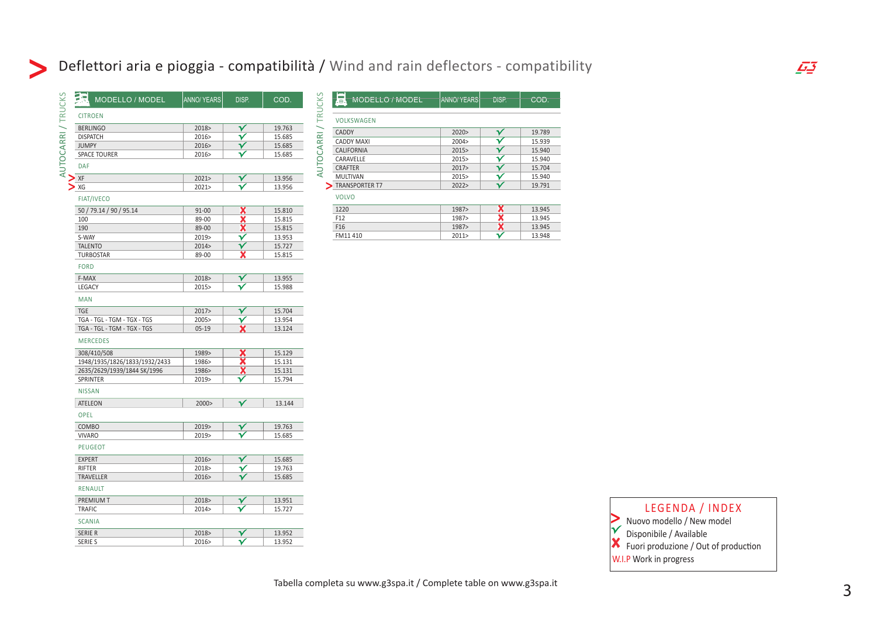# Deflettori aria e pioggia - compatibilità / Wind and rain deflectors - compatibility

## AUTOCARRI / TRUCKS

| MODELLO / MODEL | ANNO/ YEARS | DISP. | COD. |
|---|---|---|---|
| **CITROEN** | | | |
| BERLINGO | 2018> | ✓ | 19.763 |
| DISPATCH | 2016> | ✓ | 15.685 |
| JUMPY | 2016> | ✓ | 15.685 |
| SPACE TOURER | 2016> | ✓ | 15.685 |
| **DAF** | | | |
| > XF | 2021> | ✓ | 13.956 |
| > XG | 2021> | ✓ | 13.956 |
| **FIAT/IVECO** | | | |
| 50 / 79.14 / 90 / 95.14 | 91-00 | ✗ | 15.810 |
| 100 | 89-00 | ✗ | 15.815 |
| 190 | 89-00 | ✗ | 15.815 |
| S-WAY | 2019> | ✓ | 13.953 |
| TALENTO | 2014> | ✓ | 15.727 |
| TURBOSTAR | 89-00 | ✗ | 15.815 |
| **FORD** | | | |
| F-MAX | 2018> | ✓ | 13.955 |
| LEGACY | 2015> | ✓ | 15.988 |
| **MAN** | | | |
| TGE | 2017> | ✓ | 15.704 |
| TGA - TGL - TGM - TGX - TGS | 2005> | ✓ | 13.954 |
| TGA - TGL - TGM - TGX - TGS | 05-19 | ✗ | 13.124 |
| **MERCEDES** | | | |
| 308/410/508 | 1989> | ✗ | 15.129 |
| 1948/1935/1826/1833/1932/2433 | 1986> | ✗ | 15.131 |
| 2635/2629/1939/1844 SK/1996 | 1986> | ✗ | 15.131 |
| SPRINTER | 2019> | ✓ | 15.794 |
| **NISSAN** | | | |
| ATELEON | 2000> | ✓ | 13.144 |
| **OPEL** | | | |
| COMBO | 2019> | ✓ | 19.763 |
| VIVARO | 2019> | ✓ | 15.685 |
| **PEUGEOT** | | | |
| EXPERT | 2016> | ✓ | 15.685 |
| RIFTER | 2018> | ✓ | 19.763 |
| TRAVELLER | 2016> | ✓ | 15.685 |
| **RENAULT** | | | |
| PREMIUM T | 2018> | ✓ | 13.951 |
| TRAFIC | 2014> | ✓ | 15.727 |
| **SCANIA** | | | |
| SERIE R | 2018> | ✓ | 13.952 |
| SERIE S | 2016> | ✓ | 13.952 |

## AUTOCARRI / TRUCKS

| MODELLO / MODEL | ANNO/ YEARS | DISP. | COD. |
|---|---|---|---|
| **VOLKSWAGEN** | | | |
| CADDY | 2020> | ✓ | 19.789 |
| CADDY MAXI | 2004> | ✓ | 15.939 |
| CALIFORNIA | 2015> | ✓ | 15.940 |
| CARAVELLE | 2015> | ✓ | 15.940 |
| CRAFTER | 2017> | ✓ | 15.704 |
| MULTIVAN | 2015> | ✓ | 15.940 |
| > TRANSPORTER T7 | 2022> | ✓ | 19.791 |
| **VOLVO** | | | |
| 1220 | 1987> | ✗ | 13.945 |
| F12 | 1987> | ✗ | 13.945 |
| F16 | 1987> | ✗ | 13.945 |
| FM11 410 | 2011> | ✓ | 13.948 |

**LEGENDA / INDEX**

- > Nuovo modello / New model
- ✓ Disponibile / Available
- ✗ Fuori produzione / Out of production
- W.I.P Work in progress

Tabella completa su www.g3spa.it / Complete table on www.g3spa.it